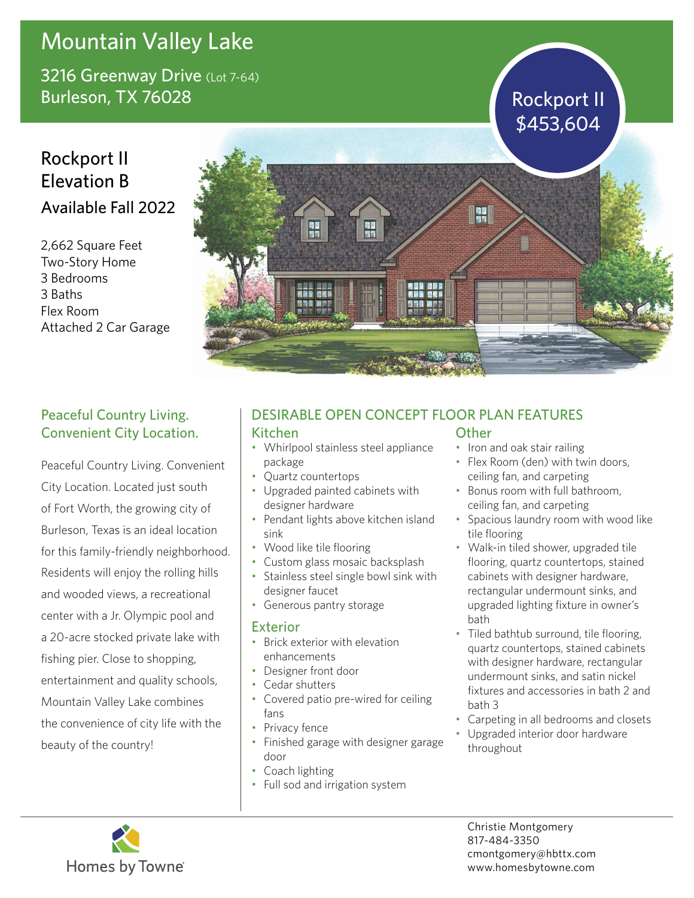# Mountain Valley Lake

3216 Greenway Drive (Lot 7-64)
Burleson, TX 76028

Rockport II
$453,604

## Rockport II Elevation B

### Available Fall 2022

2,662 Square Feet
Two-Story Home
3 Bedrooms
3 Baths
Flex Room
Attached 2 Car Garage

## Peaceful Country Living. Convenient City Location.

Peaceful Country Living. Convenient City Location. Located just south of Fort Worth, the growing city of Burleson, Texas is an ideal location for this family-friendly neighborhood. Residents will enjoy the rolling hills and wooded views, a recreational center with a Jr. Olympic pool and a 20-acre stocked private lake with fishing pier. Close to shopping, entertainment and quality schools, Mountain Valley Lake combines the convenience of city life with the beauty of the country!

## DESIRABLE OPEN CONCEPT FLOOR PLAN FEATURES

### Kitchen

- Whirlpool stainless steel appliance package
- Quartz countertops
- Upgraded painted cabinets with designer hardware
- Pendant lights above kitchen island sink
- Wood like tile flooring
- Custom glass mosaic backsplash
- Stainless steel single bowl sink with designer faucet
- Generous pantry storage

### Exterior

- Brick exterior with elevation enhancements
- Designer front door
- Cedar shutters
- Covered patio pre-wired for ceiling fans
- Privacy fence
- Finished garage with designer garage door
- Coach lighting
- Full sod and irrigation system

### Other

- Iron and oak stair railing
- Flex Room (den) with twin doors, ceiling fan, and carpeting
- Bonus room with full bathroom, ceiling fan, and carpeting
- Spacious laundry room with wood like tile flooring
- Walk-in tiled shower, upgraded tile flooring, quartz countertops, stained cabinets with designer hardware, rectangular undermount sinks, and upgraded lighting fixture in owner's bath
- Tiled bathtub surround, tile flooring, quartz countertops, stained cabinets with designer hardware, rectangular undermount sinks, and satin nickel fixtures and accessories in bath 2 and bath 3
- Carpeting in all bedrooms and closets
- Upgraded interior door hardware throughout

Homes by Towne

Christie Montgomery
817-484-3350
cmontgomery@hbttx.com
www.homesbytowne.com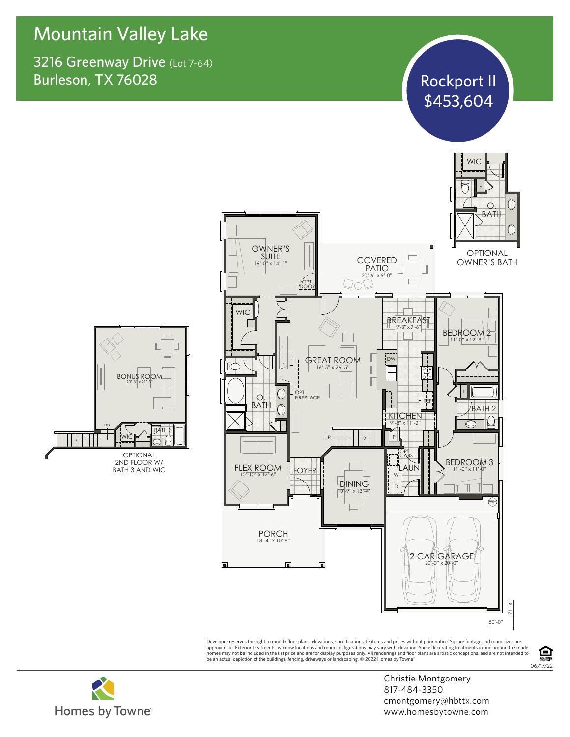# Mountain Valley Lake

3216 Greenway Drive (Lot 7-64)
Burleson, TX 76028

## Rockport II
## $453,604

OWNER'S SUITE
16'-0" x 14'-1"

OPT. DOOR

COVERED PATIO
20'-6" x 9'-0"

WIC

O. BATH

OPTIONAL OWNER'S BATH

BONUS ROOM
20'-3" x 21'-3"

DN

WIC

BATH 3

OPTIONAL 2ND FLOOR W/ BATH 3 AND WIC

WIC

GREAT ROOM
16'-5" x 26'-5"

OPT. FIREPLACE

O. BATH

UP

BREAKFAST
9'-3" x 9'-6"

DW

REF

KITCHEN
9'-8" x 11'-2"

P

OPT. CABS

LAUN

W

D

BEDROOM 2
11'-0" x 12'-8"

BATH 2

BEDROOM 3
11'-0" x 11'-0"

WH

FLEX ROOM
10'-10" x 12'-6"

FOYER

DINING
10'-9" x 13'-4"

PORCH
18'-4" x 10'-8"

2-CAR GARAGE
20'-0" x 20'-0"

71'-4"

50'-0"

Developer reserves the right to modify floor plans, elevations, specifications, features and prices without prior notice. Square footage and room sizes are approximate. Exterior treatments, window locations and room configurations may vary with elevation. Some decorating treatments in and around the model homes may not be included in the list price and are for display purposes only. All renderings and floor plans are artistic conceptions, and are not intended to be an actual depiction of the buildings, fencing, driveways or landscaping. © 2022 Homes by Towne®

06/17/22

Homes by Towne

Christie Montgomery
817-484-3350
cmontgomery@hbttx.com
www.homesbytowne.com